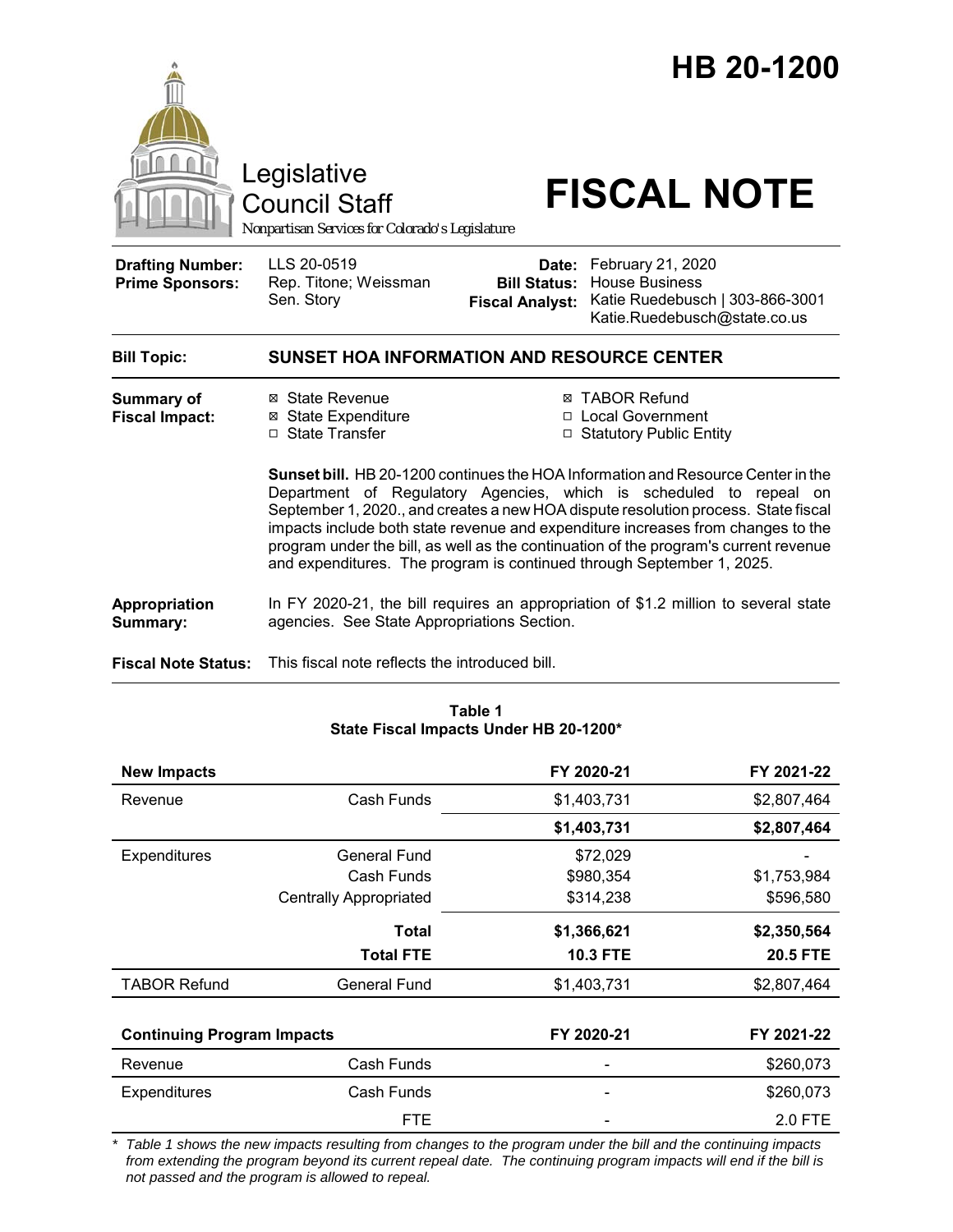# HB 20-1200

Legislative Council Staff

Nonpartisan Services for Colorado's Legislature

# FISCAL NOTE

| | | | |
|---|---|---|---|
| **Drafting Number:** | LLS 20-0519 | **Date:** | February 21, 2020 |
| **Prime Sponsors:** | Rep. Titone; Weissman<br>Sen. Story | **Bill Status:** | House Business |
| | | **Fiscal Analyst:** | Katie Ruedebusch \| 303-866-3001<br>Katie.Ruedebusch@state.co.us |

**Bill Topic:** **SUNSET HOA INFORMATION AND RESOURCE CENTER**

**Summary of Fiscal Impact:**

- ☒ State Revenue
- ☒ State Expenditure
- ☐ State Transfer
- ☒ TABOR Refund
- ☐ Local Government
- ☐ Statutory Public Entity

**Sunset bill.** HB 20-1200 continues the HOA Information and Resource Center in the Department of Regulatory Agencies, which is scheduled to repeal on September 1, 2020., and creates a new HOA dispute resolution process. State fiscal impacts include both state revenue and expenditure increases from changes to the program under the bill, as well as the continuation of the program's current revenue and expenditures. The program is continued through September 1, 2025.

**Appropriation Summary:** In FY 2020-21, the bill requires an appropriation of $1.2 million to several state agencies. See State Appropriations Section.

**Fiscal Note Status:** This fiscal note reflects the introduced bill.

**Table 1**
**State Fiscal Impacts Under HB 20-1200***

| **New Impacts** | | **FY 2020-21** | **FY 2021-22** |
|---|---|---|---|
| Revenue | Cash Funds | $1,403,731 | $2,807,464 |
| | | **$1,403,731** | **$2,807,464** |
| Expenditures | General Fund | $72,029 | - |
| | Cash Funds | $980,354 | $1,753,984 |
| | Centrally Appropriated | $314,238 | $596,580 |
| | **Total** | **$1,366,621** | **$2,350,564** |
| | **Total FTE** | **10.3 FTE** | **20.5 FTE** |
| TABOR Refund | General Fund | $1,403,731 | $2,807,464 |

| **Continuing Program Impacts** | | **FY 2020-21** | **FY 2021-22** |
|---|---|---|---|
| Revenue | Cash Funds | - | $260,073 |
| Expenditures | Cash Funds | - | $260,073 |
| | FTE | - | 2.0 FTE |

*\* Table 1 shows the new impacts resulting from changes to the program under the bill and the continuing impacts from extending the program beyond its current repeal date. The continuing program impacts will end if the bill is not passed and the program is allowed to repeal.*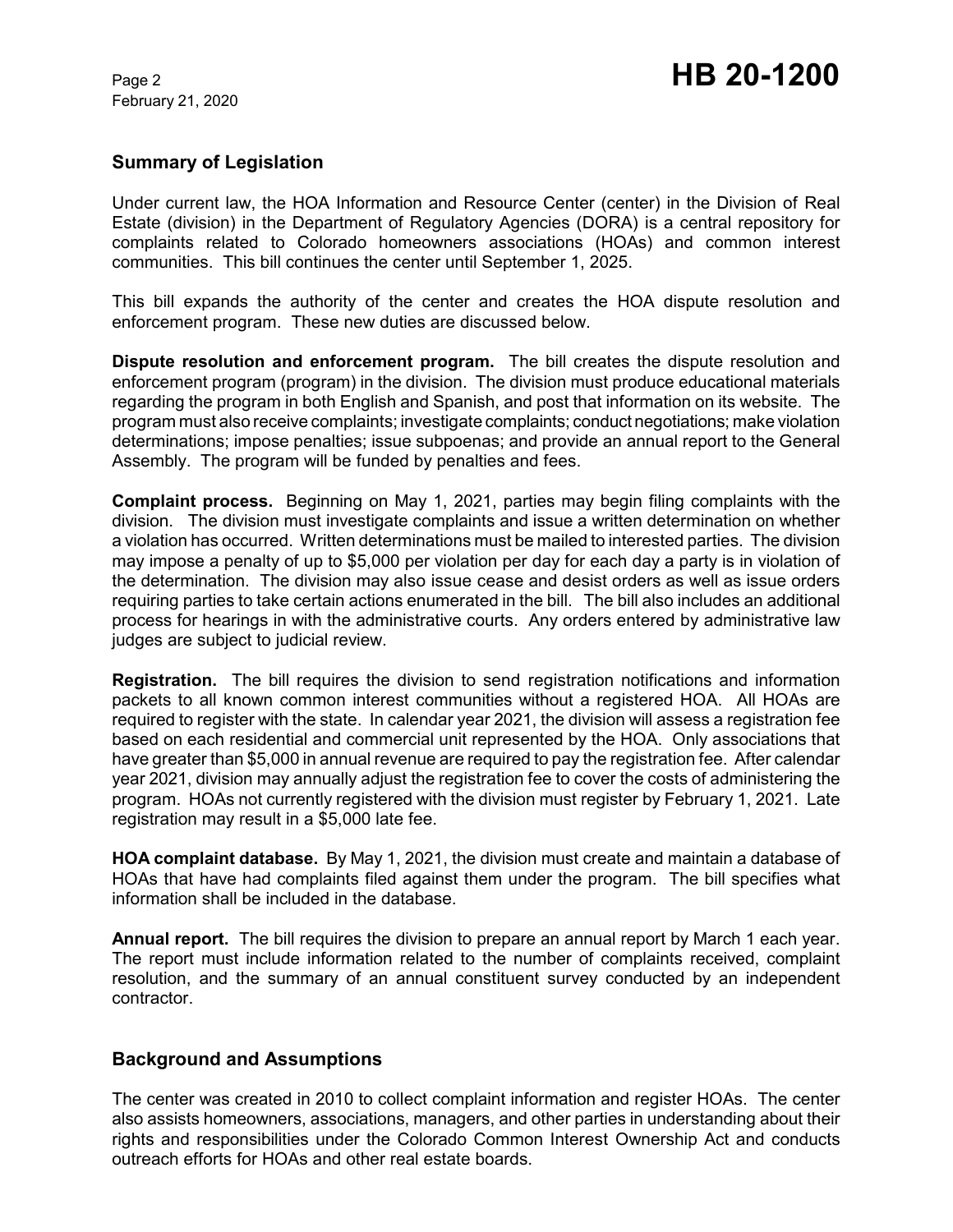## Summary of Legislation

Under current law, the HOA Information and Resource Center (center) in the Division of Real Estate (division) in the Department of Regulatory Agencies (DORA) is a central repository for complaints related to Colorado homeowners associations (HOAs) and common interest communities. This bill continues the center until September 1, 2025.

This bill expands the authority of the center and creates the HOA dispute resolution and enforcement program. These new duties are discussed below.

**Dispute resolution and enforcement program.** The bill creates the dispute resolution and enforcement program (program) in the division. The division must produce educational materials regarding the program in both English and Spanish, and post that information on its website. The program must also receive complaints; investigate complaints; conduct negotiations; make violation determinations; impose penalties; issue subpoenas; and provide an annual report to the General Assembly. The program will be funded by penalties and fees.

**Complaint process.** Beginning on May 1, 2021, parties may begin filing complaints with the division. The division must investigate complaints and issue a written determination on whether a violation has occurred. Written determinations must be mailed to interested parties. The division may impose a penalty of up to $5,000 per violation per day for each day a party is in violation of the determination. The division may also issue cease and desist orders as well as issue orders requiring parties to take certain actions enumerated in the bill. The bill also includes an additional process for hearings in with the administrative courts. Any orders entered by administrative law judges are subject to judicial review.

**Registration.** The bill requires the division to send registration notifications and information packets to all known common interest communities without a registered HOA. All HOAs are required to register with the state. In calendar year 2021, the division will assess a registration fee based on each residential and commercial unit represented by the HOA. Only associations that have greater than $5,000 in annual revenue are required to pay the registration fee. After calendar year 2021, division may annually adjust the registration fee to cover the costs of administering the program. HOAs not currently registered with the division must register by February 1, 2021. Late registration may result in a $5,000 late fee.

**HOA complaint database.** By May 1, 2021, the division must create and maintain a database of HOAs that have had complaints filed against them under the program. The bill specifies what information shall be included in the database.

**Annual report.** The bill requires the division to prepare an annual report by March 1 each year. The report must include information related to the number of complaints received, complaint resolution, and the summary of an annual constituent survey conducted by an independent contractor.

## Background and Assumptions

The center was created in 2010 to collect complaint information and register HOAs. The center also assists homeowners, associations, managers, and other parties in understanding about their rights and responsibilities under the Colorado Common Interest Ownership Act and conducts outreach efforts for HOAs and other real estate boards.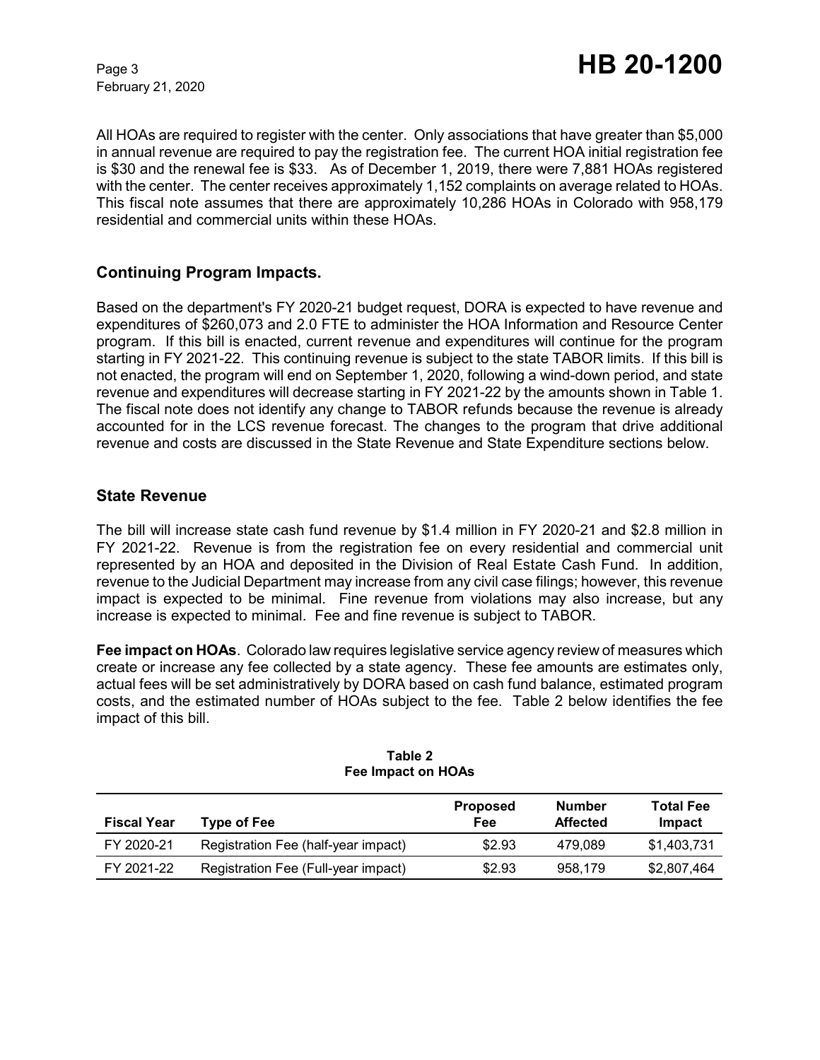All HOAs are required to register with the center. Only associations that have greater than $5,000 in annual revenue are required to pay the registration fee. The current HOA initial registration fee is $30 and the renewal fee is $33. As of December 1, 2019, there were 7,881 HOAs registered with the center. The center receives approximately 1,152 complaints on average related to HOAs. This fiscal note assumes that there are approximately 10,286 HOAs in Colorado with 958,179 residential and commercial units within these HOAs.

## Continuing Program Impacts.

Based on the department's FY 2020-21 budget request, DORA is expected to have revenue and expenditures of $260,073 and 2.0 FTE to administer the HOA Information and Resource Center program. If this bill is enacted, current revenue and expenditures will continue for the program starting in FY 2021-22. This continuing revenue is subject to the state TABOR limits. If this bill is not enacted, the program will end on September 1, 2020, following a wind-down period, and state revenue and expenditures will decrease starting in FY 2021-22 by the amounts shown in Table 1. The fiscal note does not identify any change to TABOR refunds because the revenue is already accounted for in the LCS revenue forecast. The changes to the program that drive additional revenue and costs are discussed in the State Revenue and State Expenditure sections below.

## State Revenue

The bill will increase state cash fund revenue by $1.4 million in FY 2020-21 and $2.8 million in FY 2021-22. Revenue is from the registration fee on every residential and commercial unit represented by an HOA and deposited in the Division of Real Estate Cash Fund. In addition, revenue to the Judicial Department may increase from any civil case filings; however, this revenue impact is expected to be minimal. Fine revenue from violations may also increase, but any increase is expected to minimal. Fee and fine revenue is subject to TABOR.

**Fee impact on HOAs**. Colorado law requires legislative service agency review of measures which create or increase any fee collected by a state agency. These fee amounts are estimates only, actual fees will be set administratively by DORA based on cash fund balance, estimated program costs, and the estimated number of HOAs subject to the fee. Table 2 below identifies the fee impact of this bill.

**Table 2**
**Fee Impact on HOAs**

| Fiscal Year | Type of Fee | Proposed Fee | Number Affected | Total Fee Impact |
|---|---|---|---|---|
| FY 2020-21 | Registration Fee (half-year impact) | $2.93 | 479,089 | $1,403,731 |
| FY 2021-22 | Registration Fee (Full-year impact) | $2.93 | 958,179 | $2,807,464 |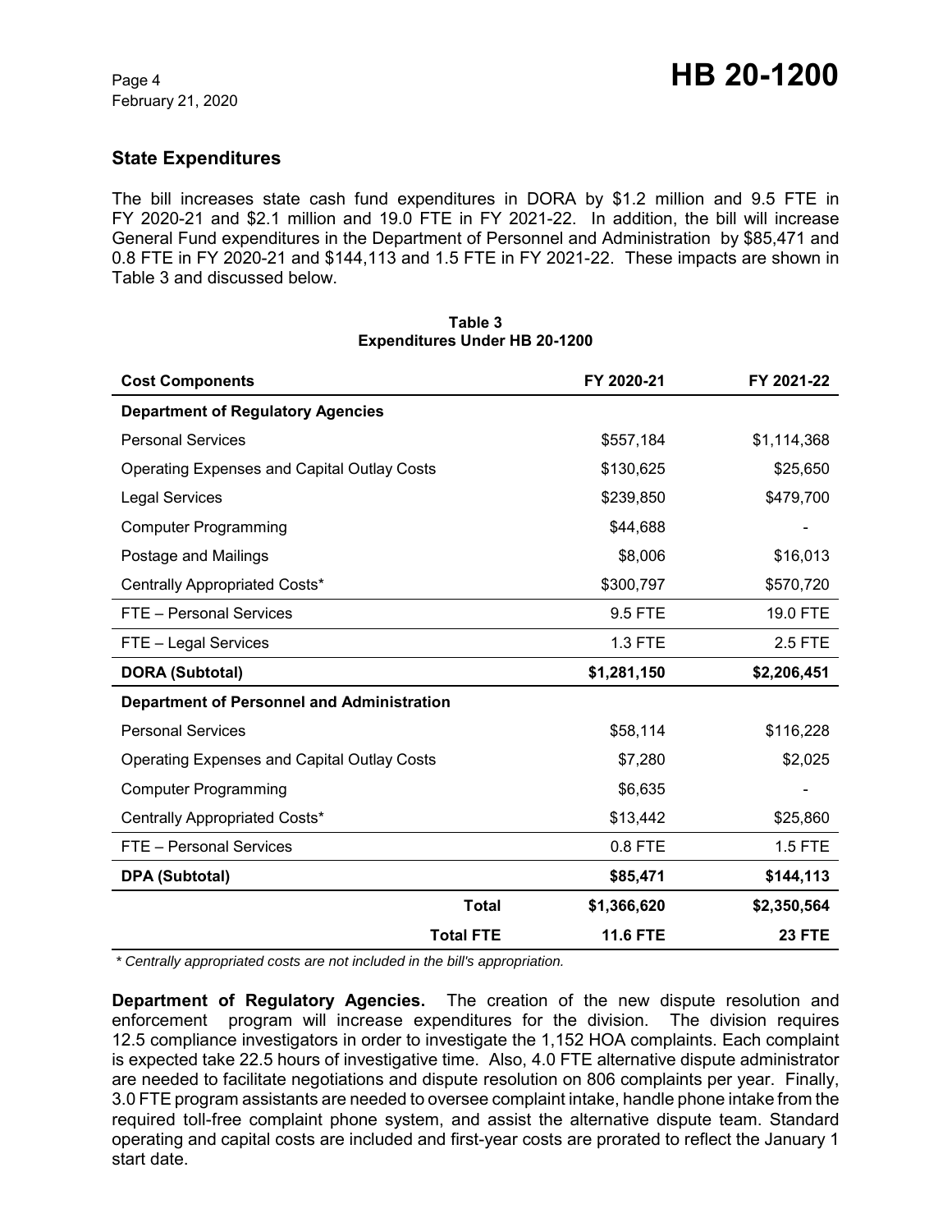## State Expenditures

The bill increases state cash fund expenditures in DORA by $1.2 million and 9.5 FTE in FY 2020-21 and $2.1 million and 19.0 FTE in FY 2021-22. In addition, the bill will increase General Fund expenditures in the Department of Personnel and Administration by $85,471 and 0.8 FTE in FY 2020-21 and $144,113 and 1.5 FTE in FY 2021-22. These impacts are shown in Table 3 and discussed below.

**Table 3**
**Expenditures Under HB 20-1200**

| Cost Components | FY 2020-21 | FY 2021-22 |
|---|---|---|
| **Department of Regulatory Agencies** | | |
| Personal Services | $557,184 | $1,114,368 |
| Operating Expenses and Capital Outlay Costs | $130,625 | $25,650 |
| Legal Services | $239,850 | $479,700 |
| Computer Programming | $44,688 | - |
| Postage and Mailings | $8,006 | $16,013 |
| Centrally Appropriated Costs* | $300,797 | $570,720 |
| FTE – Personal Services | 9.5 FTE | 19.0 FTE |
| FTE – Legal Services | 1.3 FTE | 2.5 FTE |
| **DORA (Subtotal)** | **$1,281,150** | **$2,206,451** |
| **Department of Personnel and Administration** | | |
| Personal Services | $58,114 | $116,228 |
| Operating Expenses and Capital Outlay Costs | $7,280 | $2,025 |
| Computer Programming | $6,635 | - |
| Centrally Appropriated Costs* | $13,442 | $25,860 |
| FTE – Personal Services | 0.8 FTE | 1.5 FTE |
| **DPA (Subtotal)** | **$85,471** | **$144,113** |
| **Total** | **$1,366,620** | **$2,350,564** |
| **Total FTE** | **11.6 FTE** | **23 FTE** |

*\* Centrally appropriated costs are not included in the bill's appropriation.*

**Department of Regulatory Agencies.** The creation of the new dispute resolution and enforcement program will increase expenditures for the division. The division requires 12.5 compliance investigators in order to investigate the 1,152 HOA complaints. Each complaint is expected take 22.5 hours of investigative time. Also, 4.0 FTE alternative dispute administrator are needed to facilitate negotiations and dispute resolution on 806 complaints per year. Finally, 3.0 FTE program assistants are needed to oversee complaint intake, handle phone intake from the required toll-free complaint phone system, and assist the alternative dispute team. Standard operating and capital costs are included and first-year costs are prorated to reflect the January 1 start date.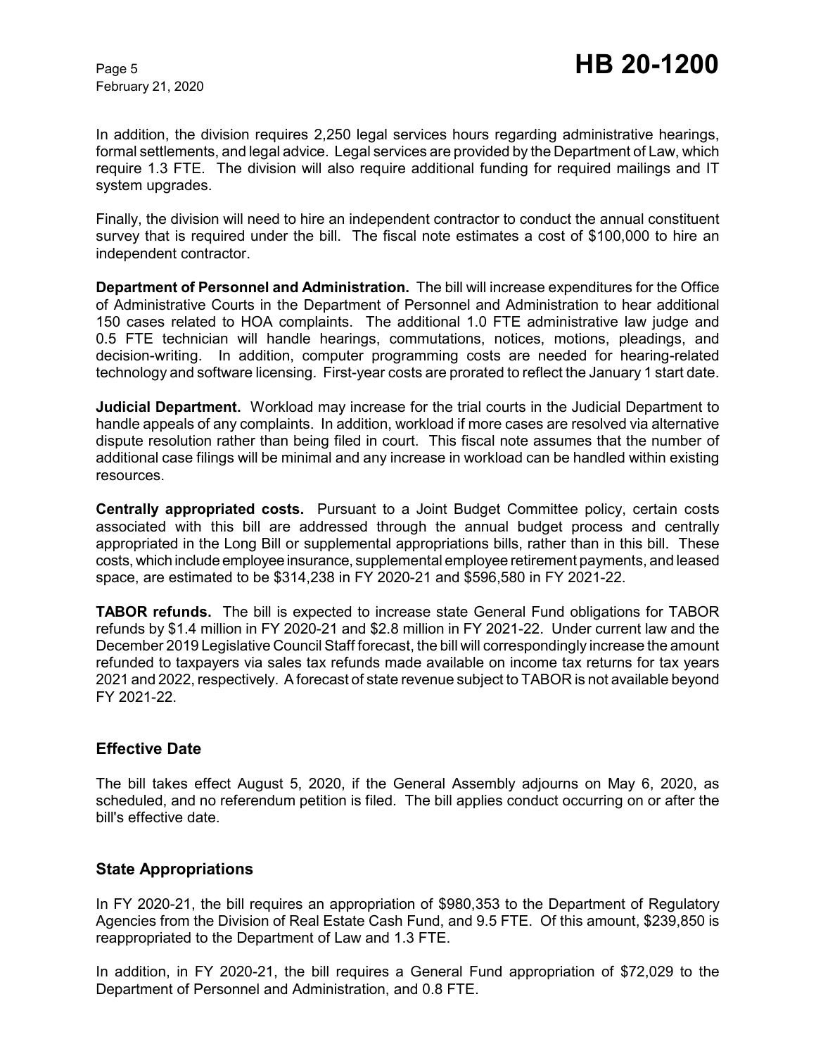In addition, the division requires 2,250 legal services hours regarding administrative hearings, formal settlements, and legal advice. Legal services are provided by the Department of Law, which require 1.3 FTE. The division will also require additional funding for required mailings and IT system upgrades.

Finally, the division will need to hire an independent contractor to conduct the annual constituent survey that is required under the bill. The fiscal note estimates a cost of $100,000 to hire an independent contractor.

**Department of Personnel and Administration.** The bill will increase expenditures for the Office of Administrative Courts in the Department of Personnel and Administration to hear additional 150 cases related to HOA complaints. The additional 1.0 FTE administrative law judge and 0.5 FTE technician will handle hearings, commutations, notices, motions, pleadings, and decision-writing. In addition, computer programming costs are needed for hearing-related technology and software licensing. First-year costs are prorated to reflect the January 1 start date.

**Judicial Department.** Workload may increase for the trial courts in the Judicial Department to handle appeals of any complaints. In addition, workload if more cases are resolved via alternative dispute resolution rather than being filed in court. This fiscal note assumes that the number of additional case filings will be minimal and any increase in workload can be handled within existing resources.

**Centrally appropriated costs.** Pursuant to a Joint Budget Committee policy, certain costs associated with this bill are addressed through the annual budget process and centrally appropriated in the Long Bill or supplemental appropriations bills, rather than in this bill. These costs, which include employee insurance, supplemental employee retirement payments, and leased space, are estimated to be $314,238 in FY 2020-21 and $596,580 in FY 2021-22.

**TABOR refunds.** The bill is expected to increase state General Fund obligations for TABOR refunds by $1.4 million in FY 2020-21 and $2.8 million in FY 2021-22. Under current law and the December 2019 Legislative Council Staff forecast, the bill will correspondingly increase the amount refunded to taxpayers via sales tax refunds made available on income tax returns for tax years 2021 and 2022, respectively. A forecast of state revenue subject to TABOR is not available beyond FY 2021-22.

## Effective Date

The bill takes effect August 5, 2020, if the General Assembly adjourns on May 6, 2020, as scheduled, and no referendum petition is filed. The bill applies conduct occurring on or after the bill's effective date.

## State Appropriations

In FY 2020-21, the bill requires an appropriation of $980,353 to the Department of Regulatory Agencies from the Division of Real Estate Cash Fund, and 9.5 FTE. Of this amount, $239,850 is reappropriated to the Department of Law and 1.3 FTE.

In addition, in FY 2020-21, the bill requires a General Fund appropriation of $72,029 to the Department of Personnel and Administration, and 0.8 FTE.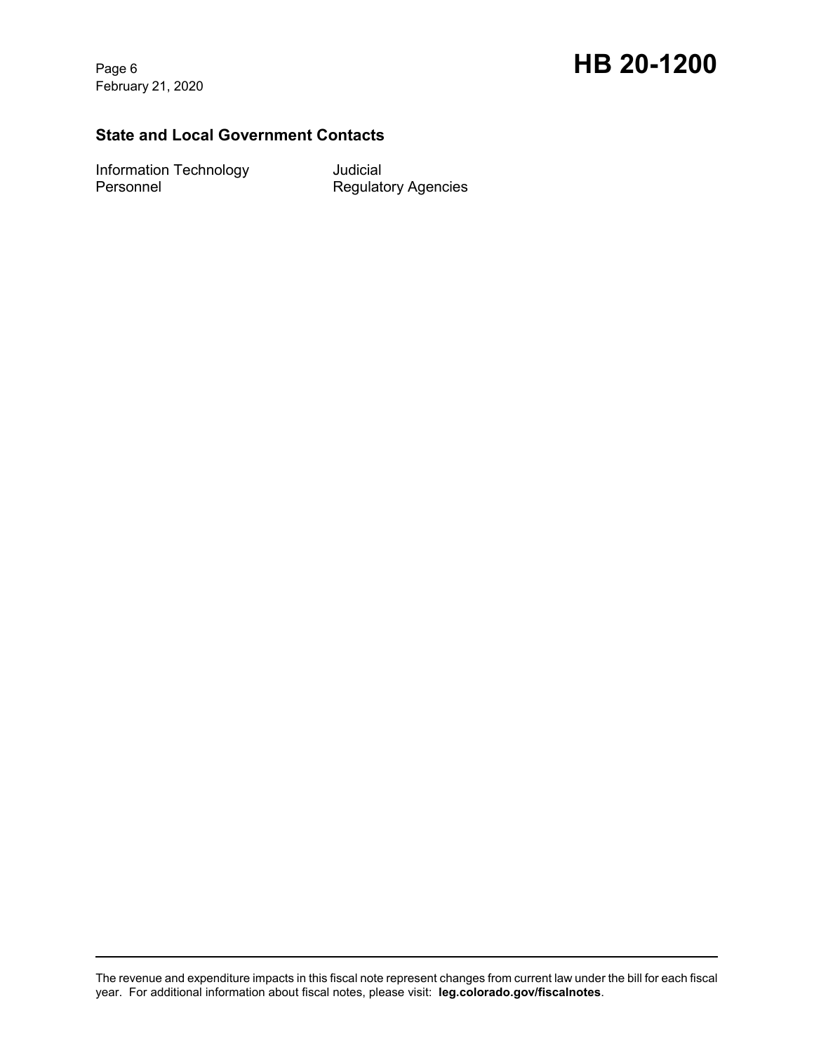### State and Local Government Contacts

| | |
|---|---|
| Information Technology | Judicial |
| Personnel | Regulatory Agencies |

The revenue and expenditure impacts in this fiscal note represent changes from current law under the bill for each fiscal year. For additional information about fiscal notes, please visit: **leg.colorado.gov/fiscalnotes**.